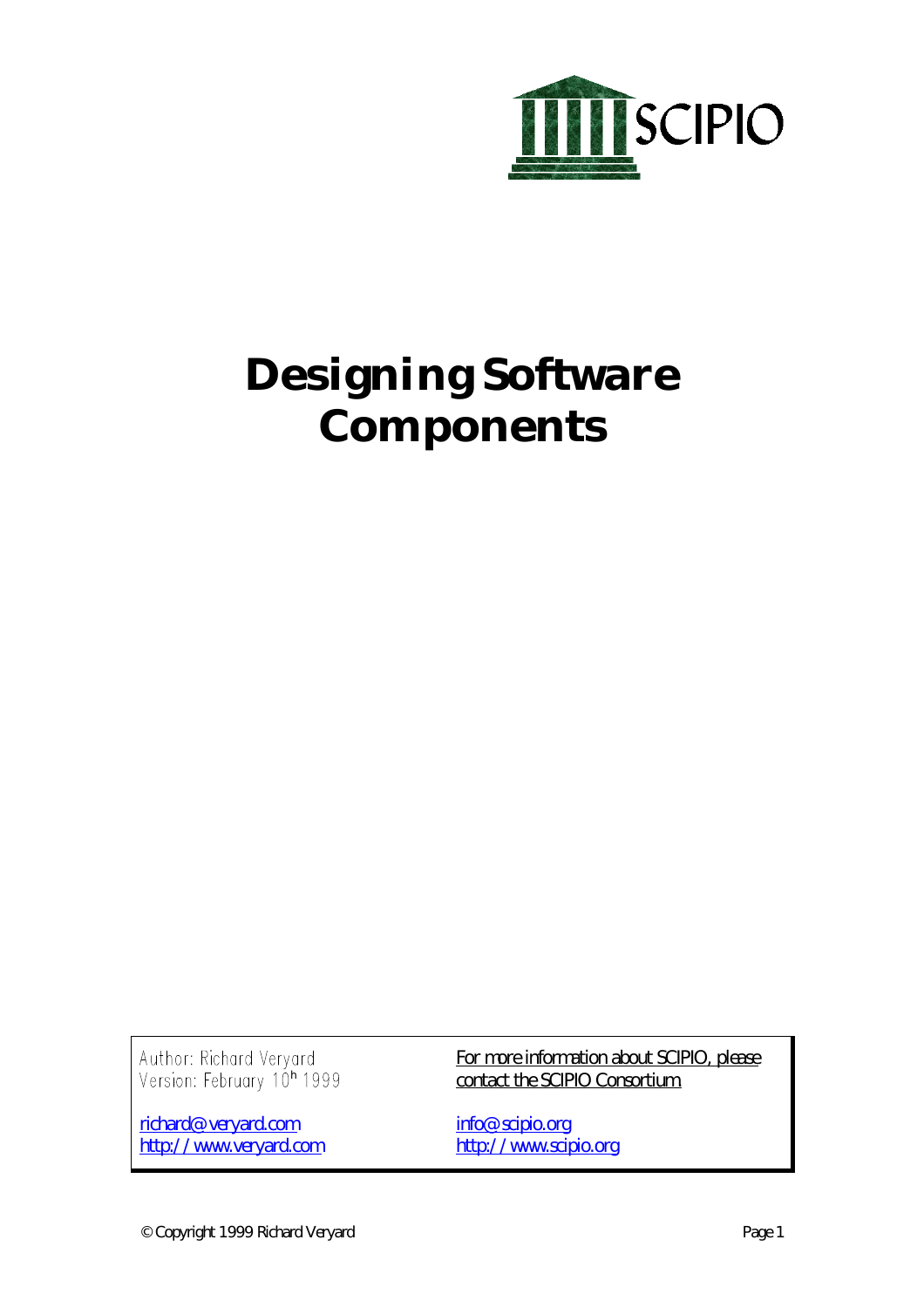SCIPIO

# Designing Software Components

Author: Richard Veryard
Version: February 10th 1999

richard@veryard.com
http://www.veryard.com

For more information about SCIPIO, please contact the SCIPIO Consortium

info@scipio.org
http://www.scipio.org

© Copyright 1999 Richard Veryard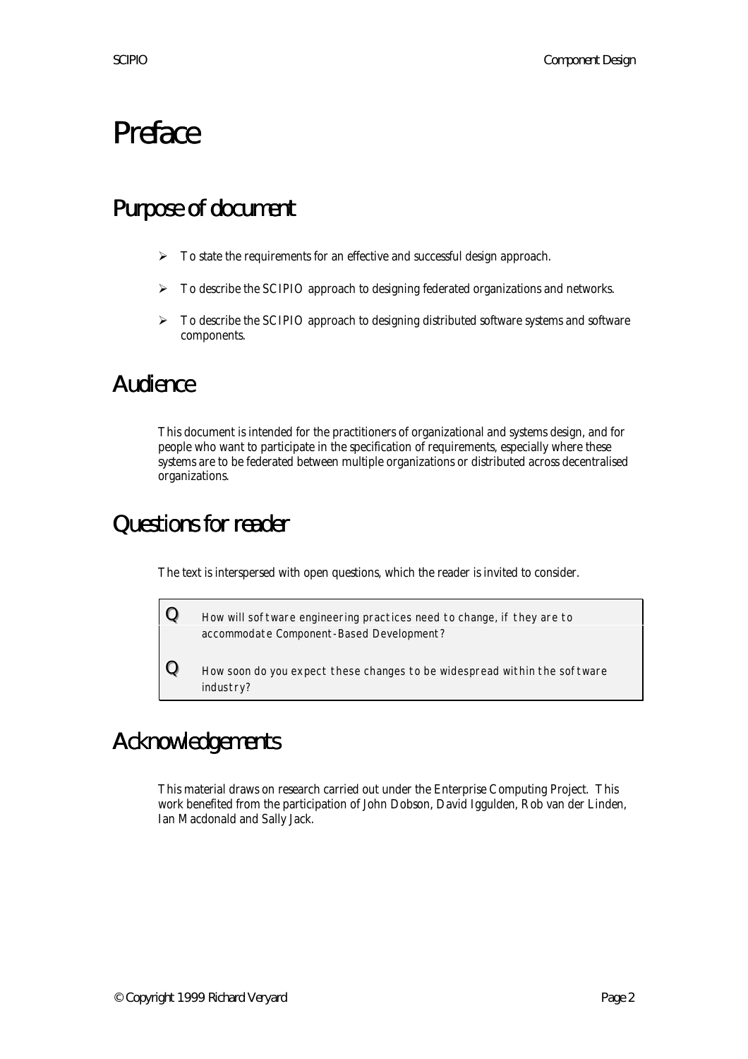# Preface

## Purpose of document

- To state the requirements for an effective and successful design approach.
- To describe the SCIPIO approach to designing federated organizations and networks.
- To describe the SCIPIO approach to designing distributed software systems and software components.

## Audience

This document is intended for the practitioners of organizational and systems design, and for people who want to participate in the specification of requirements, especially where these systems are to be federated between multiple organizations or distributed across decentralised organizations.

## Questions for reader

The text is interspersed with open questions, which the reader is invited to consider.

> **Q** How will software engineering practices need to change, if they are to accommodate Component-Based Development?
>
> **Q** How soon do you expect these changes to be widespread within the software industry?

## Acknowledgements

This material draws on research carried out under the Enterprise Computing Project. This work benefited from the participation of John Dobson, David Iggulden, Rob van der Linden, Ian Macdonald and Sally Jack.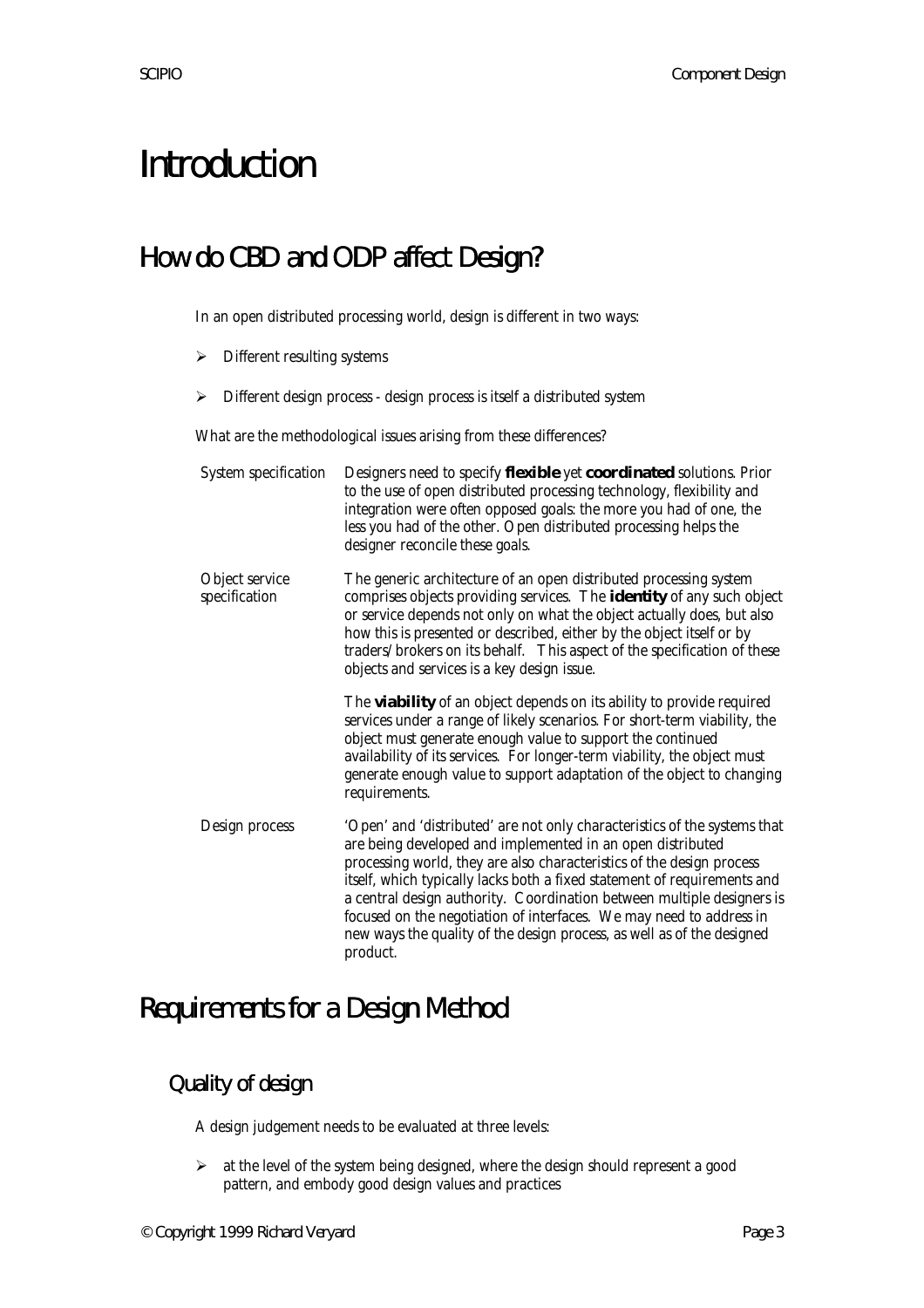# Introduction

## How do CBD and ODP affect Design?

In an open distributed processing world, design is different in two ways:

- Different resulting systems
- Different design process - design process is itself a distributed system

What are the methodological issues arising from these differences?

| | |
|---|---|
| System specification | Designers need to specify **flexible** yet **coordinated** solutions. Prior to the use of open distributed processing technology, flexibility and integration were often opposed goals: the more you had of one, the less you had of the other. Open distributed processing helps the designer reconcile these goals. |
| Object service specification | The generic architecture of an open distributed processing system comprises objects providing services. The **identity** of any such object or service depends not only on what the object actually does, but also how this is presented or described, either by the object itself or by traders/brokers on its behalf. This aspect of the specification of these objects and services is a key design issue. |
| | The **viability** of an object depends on its ability to provide required services under a range of likely scenarios. For short-term viability, the object must generate enough value to support the continued availability of its services. For longer-term viability, the object must generate enough value to support adaptation of the object to changing requirements. |
| Design process | 'Open' and 'distributed' are not only characteristics of the systems that are being developed and implemented in an open distributed processing world, they are also characteristics of the design process itself, which typically lacks both a fixed statement of requirements and a central design authority. Coordination between multiple designers is focused on the negotiation of interfaces. We may need to address in new ways the quality of the design process, as well as of the designed product. |

## Requirements for a Design Method

### Quality of design

A design judgement needs to be evaluated at three levels:

- at the level of the system being designed, where the design should represent a good pattern, and embody good design values and practices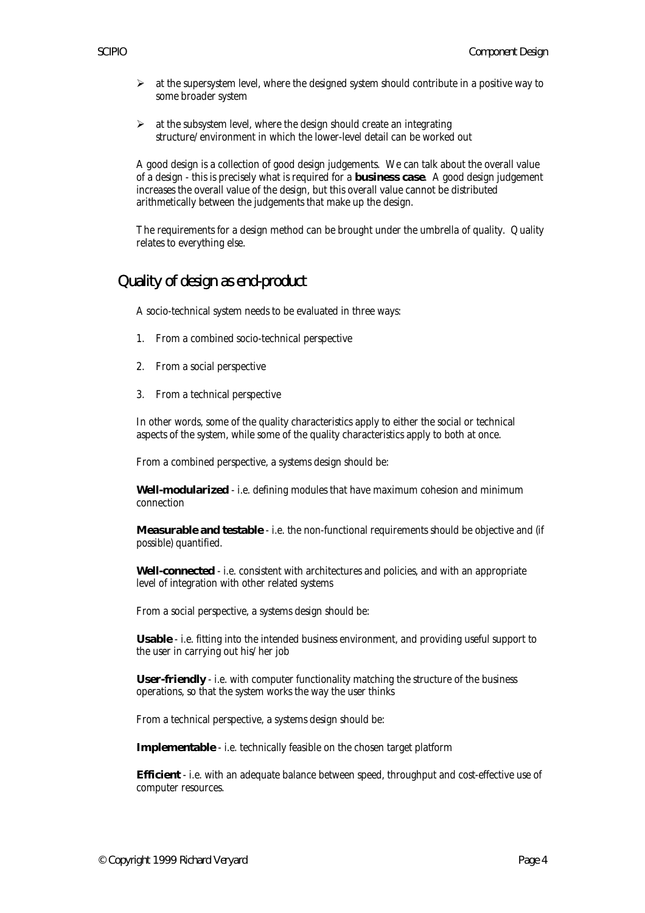- at the supersystem level, where the designed system should contribute in a positive way to some broader system
- at the subsystem level, where the design should create an integrating structure/environment in which the lower-level detail can be worked out

A good design is a collection of good design judgements. We can talk about the overall value of a design - this is precisely what is required for a **business case**. A good design judgement increases the overall value of the design, but this overall value cannot be distributed arithmetically between the judgements that make up the design.

The requirements for a design method can be brought under the umbrella of quality. Quality relates to everything else.

## Quality of design as end-product

A socio-technical system needs to be evaluated in three ways:

1. From a combined socio-technical perspective
2. From a social perspective
3. From a technical perspective

In other words, some of the quality characteristics apply to either the social or technical aspects of the system, while some of the quality characteristics apply to both at once.

From a combined perspective, a systems design should be:

**Well-modularized** - i.e. defining modules that have maximum cohesion and minimum connection

**Measurable and testable** - i.e. the non-functional requirements should be objective and (if possible) quantified.

**Well-connected** - i.e. consistent with architectures and policies, and with an appropriate level of integration with other related systems

From a social perspective, a systems design should be:

**Usable** - i.e. fitting into the intended business environment, and providing useful support to the user in carrying out his/her job

**User-friendly** - i.e. with computer functionality matching the structure of the business operations, so that the system works the way the user thinks

From a technical perspective, a systems design should be:

**Implementable** - i.e. technically feasible on the chosen target platform

**Efficient** - i.e. with an adequate balance between speed, throughput and cost-effective use of computer resources.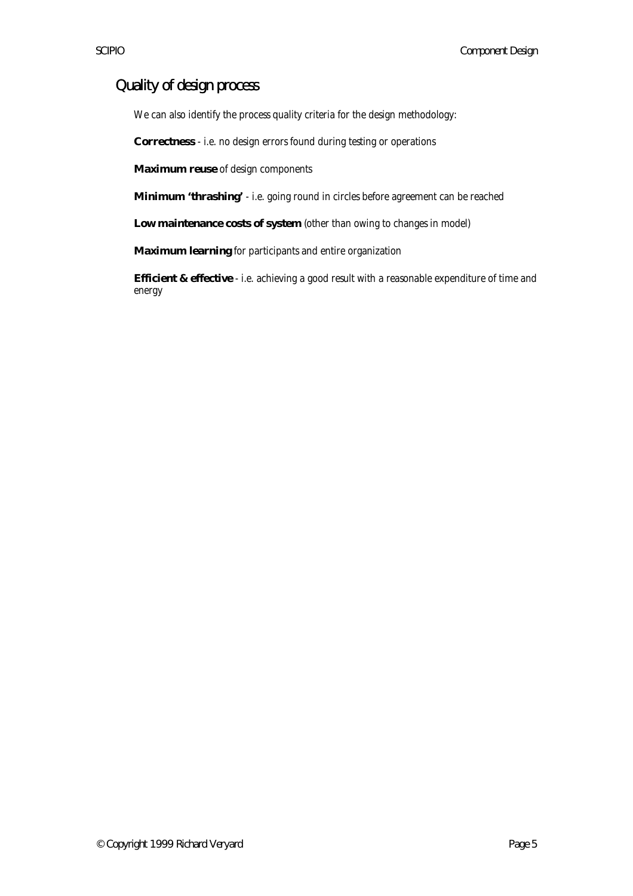## Quality of design process

We can also identify the process quality criteria for the design methodology:

**Correctness** - i.e. no design errors found during testing or operations

**Maximum reuse** of design components

**Minimum 'thrashing'** - i.e. going round in circles before agreement can be reached

**Low maintenance costs of system** (other than owing to changes in model)

**Maximum learning** for participants and entire organization

**Efficient & effective** - i.e. achieving a good result with a reasonable expenditure of time and energy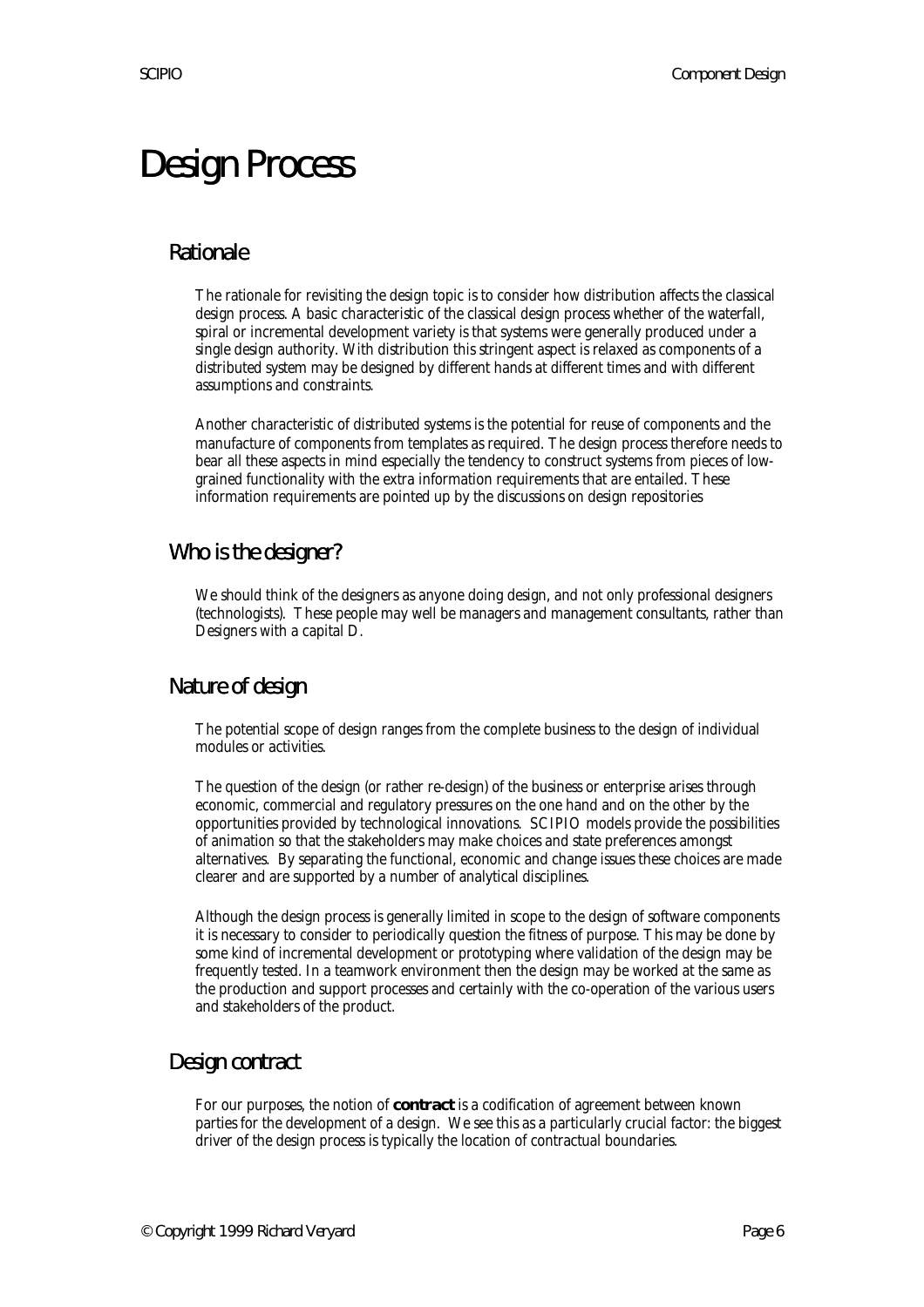# Design Process

## Rationale

The rationale for revisiting the design topic is to consider how distribution affects the classical design process. A basic characteristic of the classical design process whether of the waterfall, spiral or incremental development variety is that systems were generally produced under a single design authority. With distribution this stringent aspect is relaxed as components of a distributed system may be designed by different hands at different times and with different assumptions and constraints.

Another characteristic of distributed systems is the potential for reuse of components and the manufacture of components from templates as required. The design process therefore needs to bear all these aspects in mind especially the tendency to construct systems from pieces of low-grained functionality with the extra information requirements that are entailed. These information requirements are pointed up by the discussions on design repositories

## Who is the designer?

We should think of the designers as anyone doing design, and not only professional designers (technologists). These people may well be managers and management consultants, rather than Designers with a capital D.

## Nature of design

The potential scope of design ranges from the complete business to the design of individual modules or activities.

The question of the design (or rather re-design) of the business or enterprise arises through economic, commercial and regulatory pressures on the one hand and on the other by the opportunities provided by technological innovations. SCIPIO models provide the possibilities of animation so that the stakeholders may make choices and state preferences amongst alternatives. By separating the functional, economic and change issues these choices are made clearer and are supported by a number of analytical disciplines.

Although the design process is generally limited in scope to the design of software components it is necessary to consider to periodically question the fitness of purpose. This may be done by some kind of incremental development or prototyping where validation of the design may be frequently tested. In a teamwork environment then the design may be worked at the same as the production and support processes and certainly with the co-operation of the various users and stakeholders of the product.

## Design contract

For our purposes, the notion of **contract** is a codification of agreement between known parties for the development of a design. We see this as a particularly crucial factor: the biggest driver of the design process is typically the location of contractual boundaries.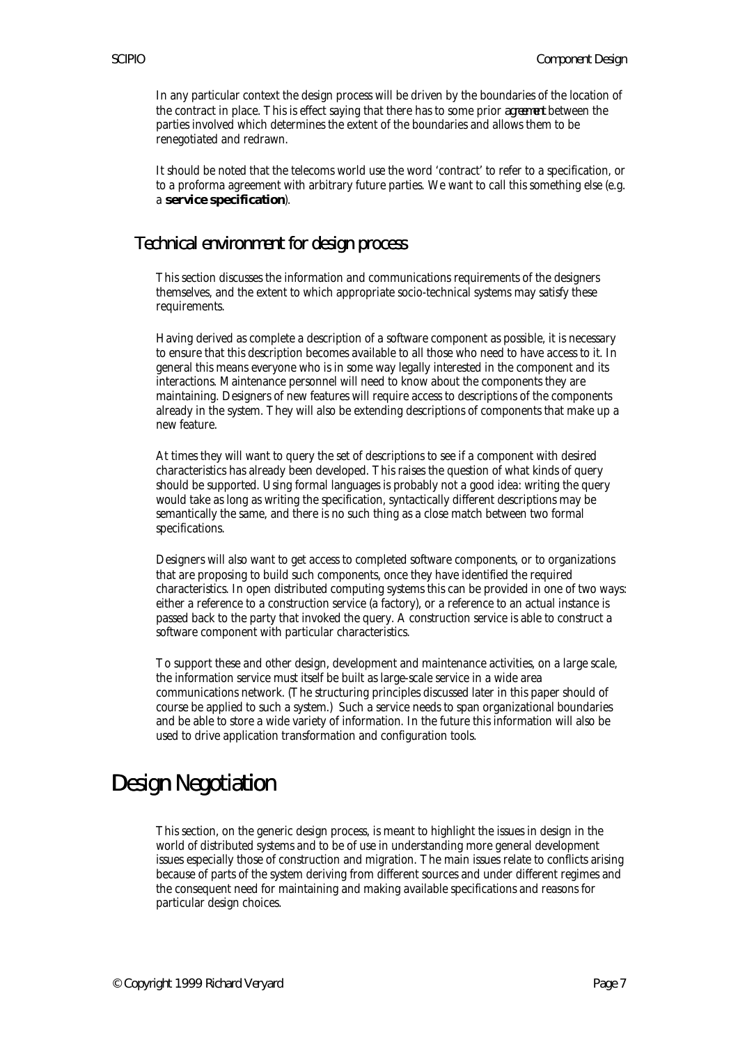In any particular context the design process will be driven by the boundaries of the location of the contract in place. This is effect saying that there has to some prior *agreement* between the parties involved which determines the extent of the boundaries and allows them to be renegotiated and redrawn.

It should be noted that the telecoms world use the word 'contract' to refer to a specification, or to a proforma agreement with arbitrary future parties. We want to call this something else (e.g. a **service specification**).

## Technical environment for design process

This section discusses the information and communications requirements of the designers themselves, and the extent to which appropriate socio-technical systems may satisfy these requirements.

Having derived as complete a description of a software component as possible, it is necessary to ensure that this description becomes available to all those who need to have access to it. In general this means everyone who is in some way legally interested in the component and its interactions. Maintenance personnel will need to know about the components they are maintaining. Designers of new features will require access to descriptions of the components already in the system. They will also be extending descriptions of components that make up a new feature.

At times they will want to query the set of descriptions to see if a component with desired characteristics has already been developed. This raises the question of what kinds of query should be supported. Using formal languages is probably not a good idea: writing the query would take as long as writing the specification, syntactically different descriptions may be semantically the same, and there is no such thing as a close match between two formal specifications.

Designers will also want to get access to completed software components, or to organizations that are proposing to build such components, once they have identified the required characteristics. In open distributed computing systems this can be provided in one of two ways: either a reference to a construction service (a factory), or a reference to an actual instance is passed back to the party that invoked the query. A construction service is able to construct a software component with particular characteristics.

To support these and other design, development and maintenance activities, on a large scale, the information service must itself be built as large-scale service in a wide area communications network. (The structuring principles discussed later in this paper should of course be applied to such a system.) Such a service needs to span organizational boundaries and be able to store a wide variety of information. In the future this information will also be used to drive application transformation and configuration tools.

# Design Negotiation

This section, on the generic design process, is meant to highlight the issues in design in the world of distributed systems and to be of use in understanding more general development issues especially those of construction and migration. The main issues relate to conflicts arising because of parts of the system deriving from different sources and under different regimes and the consequent need for maintaining and making available specifications and reasons for particular design choices.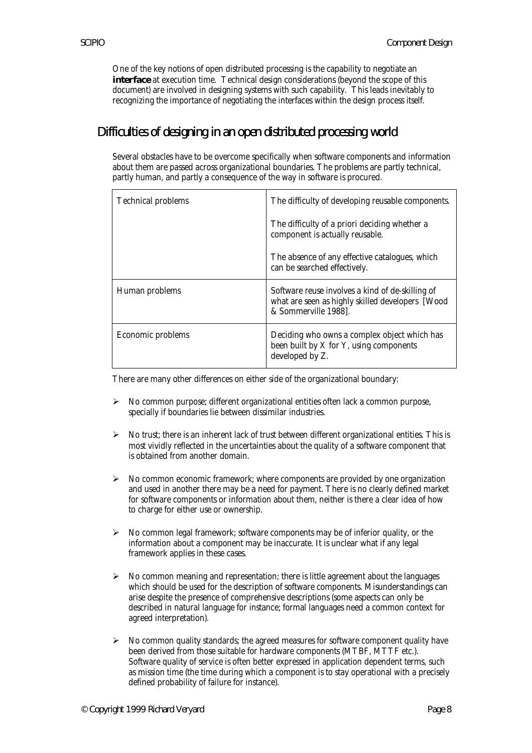One of the key notions of open distributed processing is the capability to negotiate an **interface** at execution time. Technical design considerations (beyond the scope of this document) are involved in designing systems with such capability. This leads inevitably to recognizing the importance of negotiating the interfaces within the design process itself.

## Difficulties of designing in an open distributed processing world

Several obstacles have to be overcome specifically when software components and information about them are passed across organizational boundaries. The problems are partly technical, partly human, and partly a consequence of the way in software is procured.

| | |
|---|---|
| Technical problems | The difficulty of developing reusable components.<br><br>The difficulty of a priori deciding whether a component is actually reusable.<br><br>The absence of any effective catalogues, which can be searched effectively. |
| Human problems | Software reuse involves a kind of de-skilling of what are seen as highly skilled developers [Wood & Sommerville 1988]. |
| Economic problems | Deciding who owns a complex object which has been built by X for Y, using components developed by Z. |

There are many other differences on either side of the organizational boundary:

- No common purpose; different organizational entities often lack a common purpose, specially if boundaries lie between dissimilar industries.
- No trust; there is an inherent lack of trust between different organizational entities. This is most vividly reflected in the uncertainties about the quality of a software component that is obtained from another domain.
- No common economic framework; where components are provided by one organization and used in another there may be a need for payment. There is no clearly defined market for software components or information about them, neither is there a clear idea of how to charge for either use or ownership.
- No common legal framework; software components may be of inferior quality, or the information about a component may be inaccurate. It is unclear what if any legal framework applies in these cases.
- No common meaning and representation; there is little agreement about the languages which should be used for the description of software components. Misunderstandings can arise despite the presence of comprehensive descriptions (some aspects can only be described in natural language for instance; formal languages need a common context for agreed interpretation).
- No common quality standards; the agreed measures for software component quality have been derived from those suitable for hardware components (MTBF, MTTF etc.). Software quality of service is often better expressed in application dependent terms, such as mission time (the time during which a component is to stay operational with a precisely defined probability of failure for instance).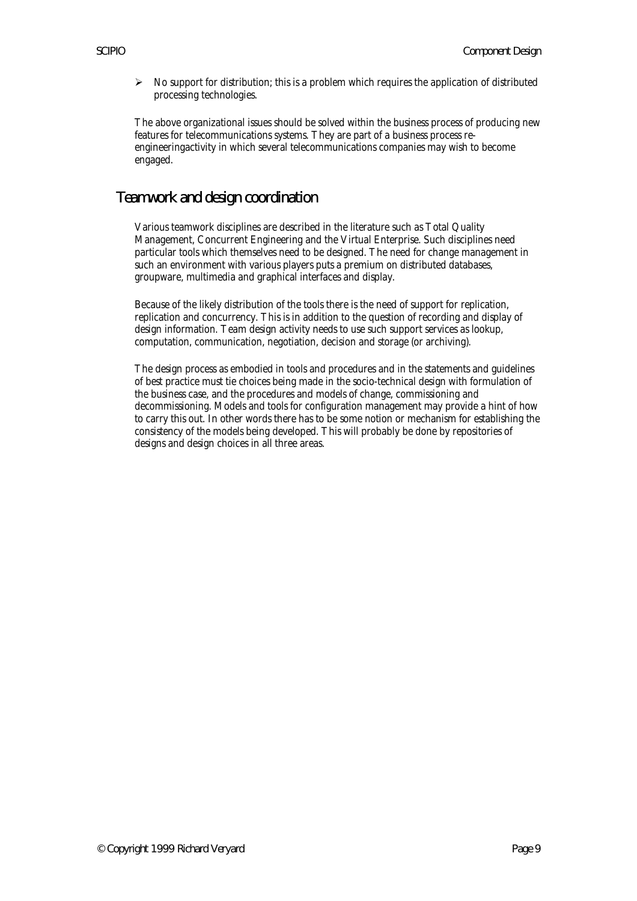- No support for distribution; this is a problem which requires the application of distributed processing technologies.

The above organizational issues should be solved within the business process of producing new features for telecommunications systems. They are part of a business process re-engineeringactivity in which several telecommunications companies may wish to become engaged.

## Teamwork and design coordination

Various teamwork disciplines are described in the literature such as Total Quality Management, Concurrent Engineering and the Virtual Enterprise. Such disciplines need particular tools which themselves need to be designed. The need for change management in such an environment with various players puts a premium on distributed databases, groupware, multimedia and graphical interfaces and display.

Because of the likely distribution of the tools there is the need of support for replication, replication and concurrency. This is in addition to the question of recording and display of design information. Team design activity needs to use such support services as lookup, computation, communication, negotiation, decision and storage (or archiving).

The design process as embodied in tools and procedures and in the statements and guidelines of best practice must tie choices being made in the socio-technical design with formulation of the business case, and the procedures and models of change, commissioning and decommissioning. Models and tools for configuration management may provide a hint of how to carry this out. In other words there has to be some notion or mechanism for establishing the consistency of the models being developed. This will probably be done by repositories of designs and design choices in all three areas.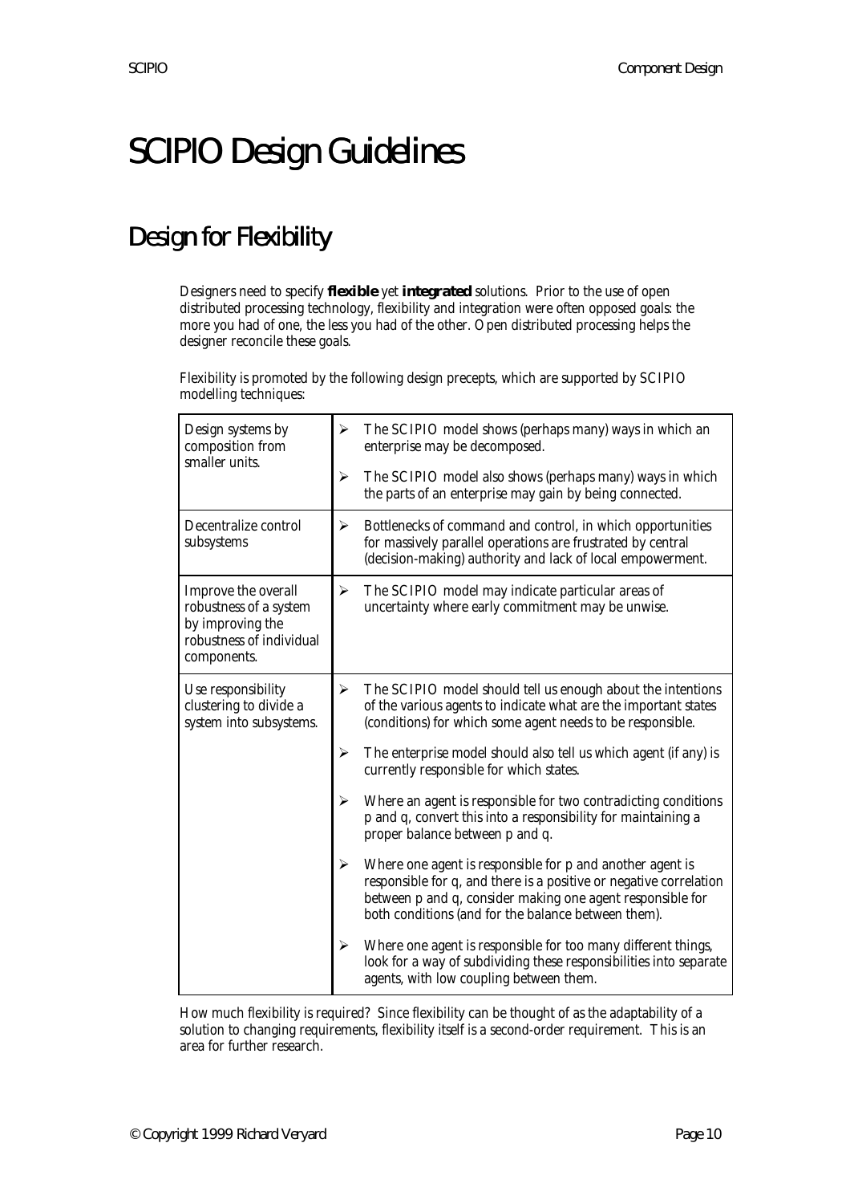# SCIPIO Design Guidelines

## Design for Flexibility

Designers need to specify **flexible** yet **integrated** solutions. Prior to the use of open distributed processing technology, flexibility and integration were often opposed goals: the more you had of one, the less you had of the other. Open distributed processing helps the designer reconcile these goals.

Flexibility is promoted by the following design precepts, which are supported by SCIPIO modelling techniques:

| Design precept | Supporting SCIPIO modelling techniques |
| --- | --- |
| Design systems by composition from smaller units. | ➢ The SCIPIO model shows (perhaps many) ways in which an enterprise may be decomposed.<br>➢ The SCIPIO model also shows (perhaps many) ways in which the parts of an enterprise may gain by being connected. |
| Decentralize control subsystems | ➢ Bottlenecks of command and control, in which opportunities for massively parallel operations are frustrated by central (decision-making) authority and lack of local empowerment. |
| Improve the overall robustness of a system by improving the robustness of individual components. | ➢ The SCIPIO model may indicate particular areas of uncertainty where early commitment may be unwise. |
| Use responsibility clustering to divide a system into subsystems. | ➢ The SCIPIO model should tell us enough about the intentions of the various agents to indicate what are the important states (conditions) for which some agent needs to be responsible.<br>➢ The enterprise model should also tell us which agent (if any) is currently responsible for which states.<br>➢ Where an agent is responsible for two contradicting conditions p and q, convert this into a responsibility for maintaining a proper balance between p and q.<br>➢ Where one agent is responsible for p and another agent is responsible for q, and there is a positive or negative correlation between p and q, consider making one agent responsible for both conditions (and for the balance between them).<br>➢ Where one agent is responsible for too many different things, look for a way of subdividing these responsibilities into separate agents, with low coupling between them. |

How much flexibility is required? Since flexibility can be thought of as the adaptability of a solution to changing requirements, flexibility itself is a second-order requirement. This is an area for further research.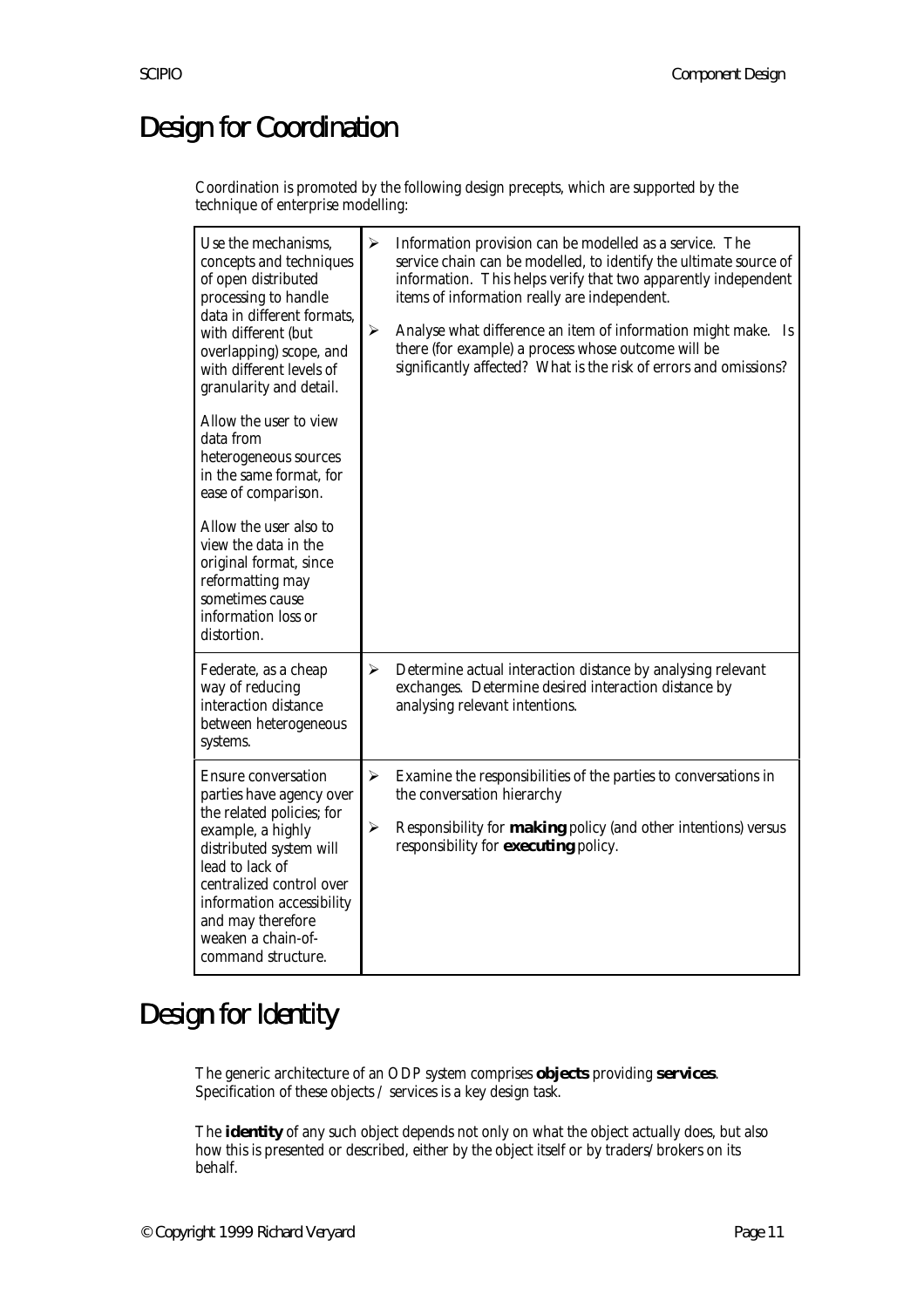# Design for Coordination

Coordination is promoted by the following design precepts, which are supported by the technique of enterprise modelling:

| Design precept | Technique |
|---|---|
| Use the mechanisms, concepts and techniques of open distributed processing to handle data in different formats, with different (but overlapping) scope, and with different levels of granularity and detail.<br><br>Allow the user to view data from heterogeneous sources in the same format, for ease of comparison.<br><br>Allow the user also to view the data in the original format, since reformatting may sometimes cause information loss or distortion. | ➢ Information provision can be modelled as a service. The service chain can be modelled, to identify the ultimate source of information. This helps verify that two apparently independent items of information really are independent.<br><br>➢ Analyse what difference an item of information might make. Is there (for example) a process whose outcome will be significantly affected? What is the risk of errors and omissions? |
| Federate, as a cheap way of reducing interaction distance between heterogeneous systems. | ➢ Determine actual interaction distance by analysing relevant exchanges. Determine desired interaction distance by analysing relevant intentions. |
| Ensure conversation parties have agency over the related policies; for example, a highly distributed system will lead to lack of centralized control over information accessibility and may therefore weaken a chain-of-command structure. | ➢ Examine the responsibilities of the parties to conversations in the conversation hierarchy<br><br>➢ Responsibility for **making** policy (and other intentions) versus responsibility for **executing** policy. |

# Design for Identity

The generic architecture of an ODP system comprises **objects** providing **services**. Specification of these objects / services is a key design task.

The **identity** of any such object depends not only on what the object actually does, but also how this is presented or described, either by the object itself or by traders/brokers on its behalf.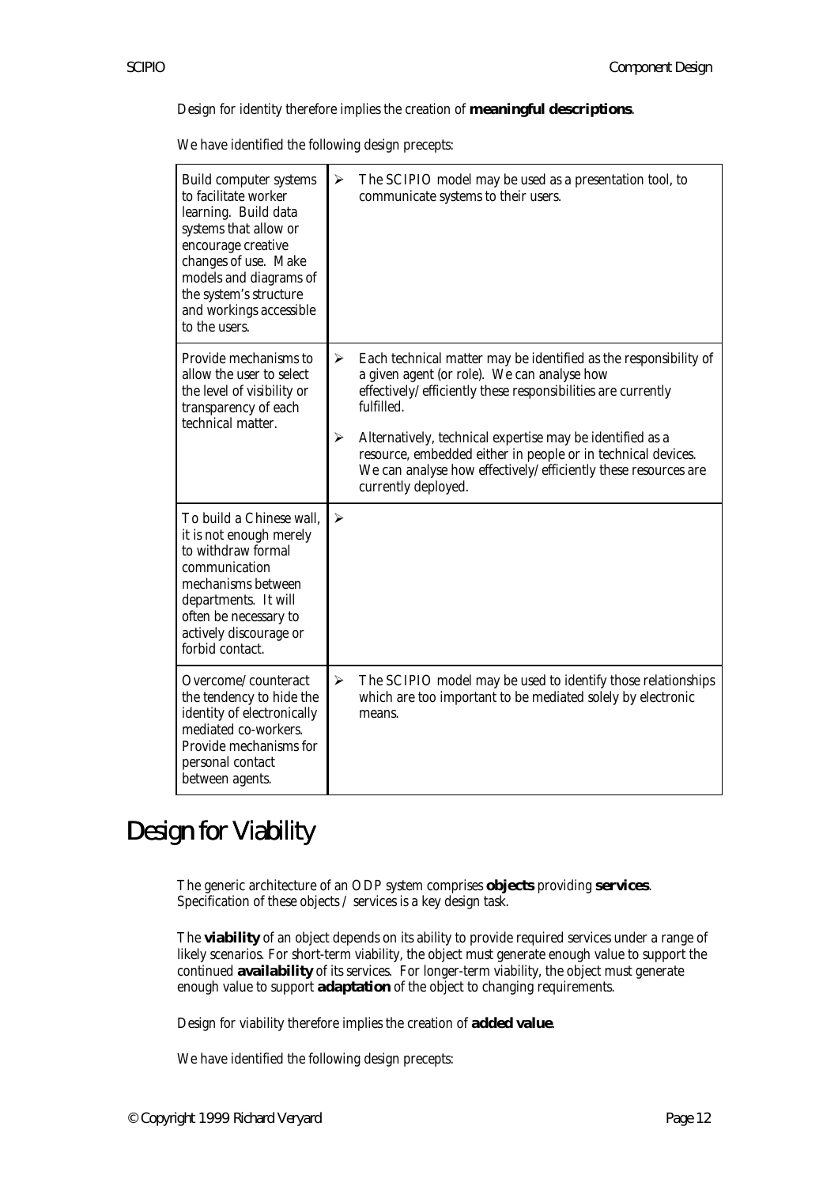Design for identity therefore implies the creation of **meaningful descriptions**.

We have identified the following design precepts:

| Design precept | Notes |
|---|---|
| Build computer systems to facilitate worker learning. Build data systems that allow or encourage creative changes of use. Make models and diagrams of the system's structure and workings accessible to the users. | ➢ The SCIPIO model may be used as a presentation tool, to communicate systems to their users. |
| Provide mechanisms to allow the user to select the level of visibility or transparency of each technical matter. | ➢ Each technical matter may be identified as the responsibility of a given agent (or role). We can analyse how effectively/efficiently these responsibilities are currently fulfilled.<br>➢ Alternatively, technical expertise may be identified as a resource, embedded either in people or in technical devices. We can analyse how effectively/efficiently these resources are currently deployed. |
| To build a Chinese wall, it is not enough merely to withdraw formal communication mechanisms between departments. It will often be necessary to actively discourage or forbid contact. | ➢ |
| Overcome/counteract the tendency to hide the identity of electronically mediated co-workers. Provide mechanisms for personal contact between agents. | ➢ The SCIPIO model may be used to identify those relationships which are too important to be mediated solely by electronic means. |

# Design for Viability

The generic architecture of an ODP system comprises **objects** providing **services**. Specification of these objects / services is a key design task.

The **viability** of an object depends on its ability to provide required services under a range of likely scenarios. For short-term viability, the object must generate enough value to support the continued **availability** of its services. For longer-term viability, the object must generate enough value to support **adaptation** of the object to changing requirements.

Design for viability therefore implies the creation of **added value**.

We have identified the following design precepts: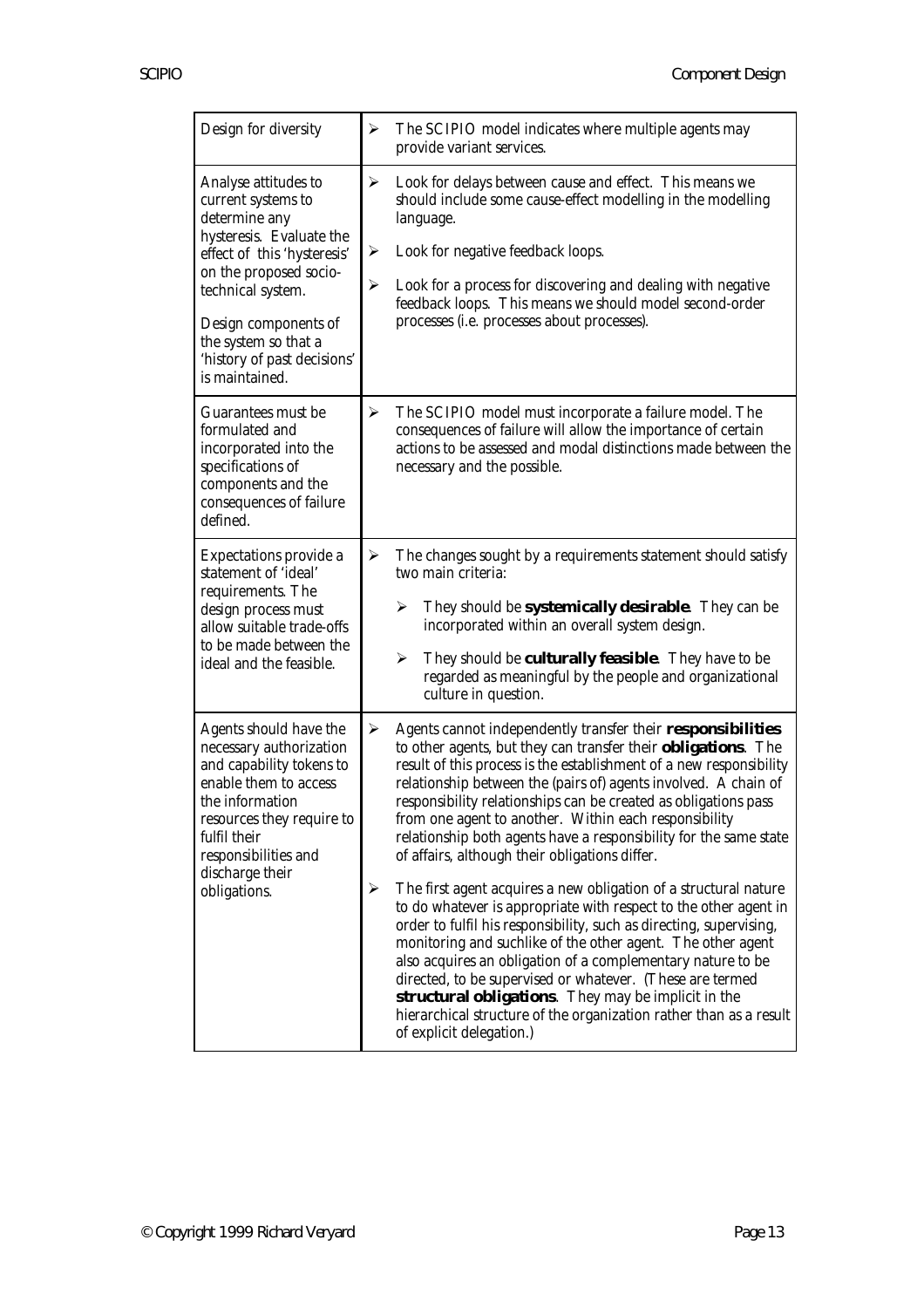| | |
|---|---|
| Design for diversity | ➢ The SCIPIO model indicates where multiple agents may provide variant services. |
| Analyse attitudes to current systems to determine any hysteresis. Evaluate the effect of this 'hysteresis' on the proposed socio-technical system.<br><br>Design components of the system so that a 'history of past decisions' is maintained. | ➢ Look for delays between cause and effect. This means we should include some cause-effect modelling in the modelling language.<br><br>➢ Look for negative feedback loops.<br><br>➢ Look for a process for discovering and dealing with negative feedback loops. This means we should model second-order processes (i.e. processes about processes). |
| Guarantees must be formulated and incorporated into the specifications of components and the consequences of failure defined. | ➢ The SCIPIO model must incorporate a failure model. The consequences of failure will allow the importance of certain actions to be assessed and modal distinctions made between the necessary and the possible. |
| Expectations provide a statement of 'ideal' requirements. The design process must allow suitable trade-offs to be made between the ideal and the feasible. | ➢ The changes sought by a requirements statement should satisfy two main criteria:<br><br>➢ They should be **systemically desirable**. They can be incorporated within an overall system design.<br><br>➢ They should be **culturally feasible**. They have to be regarded as meaningful by the people and organizational culture in question. |
| Agents should have the necessary authorization and capability tokens to enable them to access the information resources they require to fulfil their responsibilities and discharge their obligations. | ➢ Agents cannot independently transfer their **responsibilities** to other agents, but they can transfer their **obligations**. The result of this process is the establishment of a new responsibility relationship between the (pairs of) agents involved. A chain of responsibility relationships can be created as obligations pass from one agent to another. Within each responsibility relationship both agents have a responsibility for the same state of affairs, although their obligations differ.<br><br>➢ The first agent acquires a new obligation of a structural nature to do whatever is appropriate with respect to the other agent in order to fulfil his responsibility, such as directing, supervising, monitoring and suchlike of the other agent. The other agent also acquires an obligation of a complementary nature to be directed, to be supervised or whatever. (These are termed **structural obligations**. They may be implicit in the hierarchical structure of the organization rather than as a result of explicit delegation.) |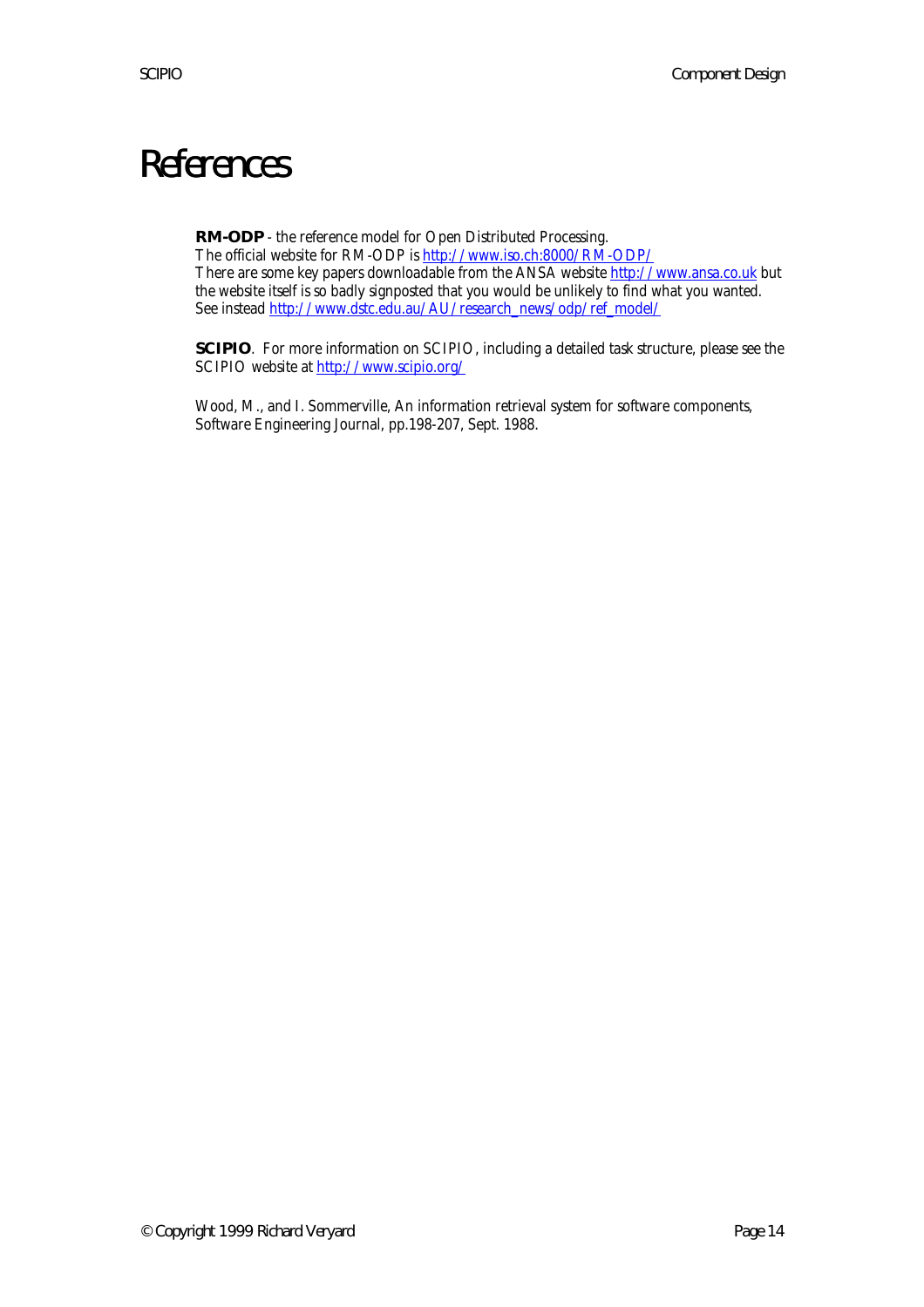# References

**RM-ODP** - the reference model for Open Distributed Processing.
The official website for RM-ODP is http://www.iso.ch:8000/RM-ODP/
There are some key papers downloadable from the ANSA website http://www.ansa.co.uk but the website itself is so badly signposted that you would be unlikely to find what you wanted. See instead http://www.dstc.edu.au/AU/research_news/odp/ref_model/

**SCIPIO**. For more information on SCIPIO, including a detailed task structure, please see the SCIPIO website at http://www.scipio.org/

Wood, M., and I. Sommerville, An information retrieval system for software components, Software Engineering Journal, pp.198-207, Sept. 1988.